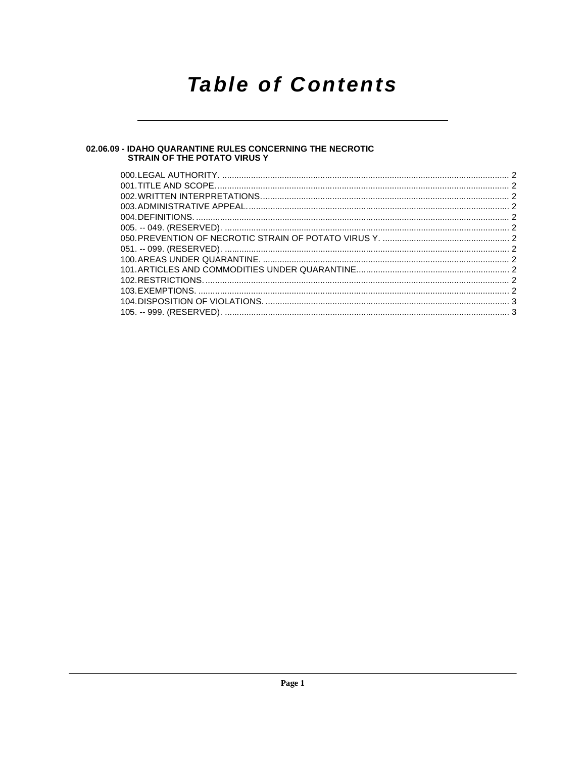# Table of Contents

## 02.06.09 - IDAHO QUARANTINE RULES CONCERNING THE NECROTIC STRAIN OF THE POTATO VIRUS Y

000. LEGAL AUTHORITY. ........................................................ 2
001. TITLE AND SCOPE. ........................................................ 2
002. WRITTEN INTERPRETATIONS. ........................................................ 2
003. ADMINISTRATIVE APPEAL. ........................................................ 2
004. DEFINITIONS. ........................................................ 2
005. -- 049. (RESERVED). ........................................................ 2
050. PREVENTION OF NECROTIC STRAIN OF POTATO VIRUS Y. ........................................................ 2
051. -- 099. (RESERVED). ........................................................ 2
100. AREAS UNDER QUARANTINE. ........................................................ 2
101. ARTICLES AND COMMODITIES UNDER QUARANTINE. ........................................................ 2
102. RESTRICTIONS. ........................................................ 2
103. EXEMPTIONS. ........................................................ 2
104. DISPOSITION OF VIOLATIONS. ........................................................ 3
105. -- 999. (RESERVED). ........................................................ 3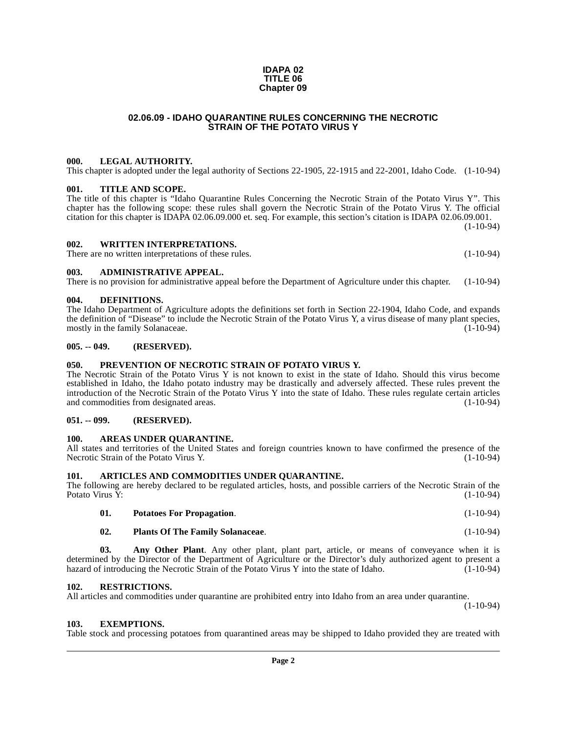# IDAPA 02
# TITLE 06
# Chapter 09

## 02.06.09 - IDAHO QUARANTINE RULES CONCERNING THE NECROTIC STRAIN OF THE POTATO VIRUS Y

### 000. LEGAL AUTHORITY.

This chapter is adopted under the legal authority of Sections 22-1905, 22-1915 and 22-2001, Idaho Code. (1-10-94)

### 001. TITLE AND SCOPE.

The title of this chapter is "Idaho Quarantine Rules Concerning the Necrotic Strain of the Potato Virus Y". This chapter has the following scope: these rules shall govern the Necrotic Strain of the Potato Virus Y. The official citation for this chapter is IDAPA 02.06.09.000 et. seq. For example, this section's citation is IDAPA 02.06.09.001. (1-10-94)

### 002. WRITTEN INTERPRETATIONS.

There are no written interpretations of these rules. (1-10-94)

### 003. ADMINISTRATIVE APPEAL.

There is no provision for administrative appeal before the Department of Agriculture under this chapter. (1-10-94)

### 004. DEFINITIONS.

The Idaho Department of Agriculture adopts the definitions set forth in Section 22-1904, Idaho Code, and expands the definition of "Disease" to include the Necrotic Strain of the Potato Virus Y, a virus disease of many plant species, mostly in the family Solanaceae. (1-10-94)

### 005. -- 049. (RESERVED).

### 050. PREVENTION OF NECROTIC STRAIN OF POTATO VIRUS Y.

The Necrotic Strain of the Potato Virus Y is not known to exist in the state of Idaho. Should this virus become established in Idaho, the Idaho potato industry may be drastically and adversely affected. These rules prevent the introduction of the Necrotic Strain of the Potato Virus Y into the state of Idaho. These rules regulate certain articles and commodities from designated areas. (1-10-94)

### 051. -- 099. (RESERVED).

### 100. AREAS UNDER QUARANTINE.

All states and territories of the United States and foreign countries known to have confirmed the presence of the Necrotic Strain of the Potato Virus Y. (1-10-94)

### 101. ARTICLES AND COMMODITIES UNDER QUARANTINE.

The following are hereby declared to be regulated articles, hosts, and possible carriers of the Necrotic Strain of the Potato Virus Y: (1-10-94)

**01. Potatoes For Propagation**. (1-10-94)

**02. Plants Of The Family Solanaceae**. (1-10-94)

**03. Any Other Plant**. Any other plant, plant part, article, or means of conveyance when it is determined by the Director of the Department of Agriculture or the Director's duly authorized agent to present a hazard of introducing the Necrotic Strain of the Potato Virus Y into the state of Idaho. (1-10-94)

### 102. RESTRICTIONS.

All articles and commodities under quarantine are prohibited entry into Idaho from an area under quarantine. (1-10-94)

### 103. EXEMPTIONS.

Table stock and processing potatoes from quarantined areas may be shipped to Idaho provided they are treated with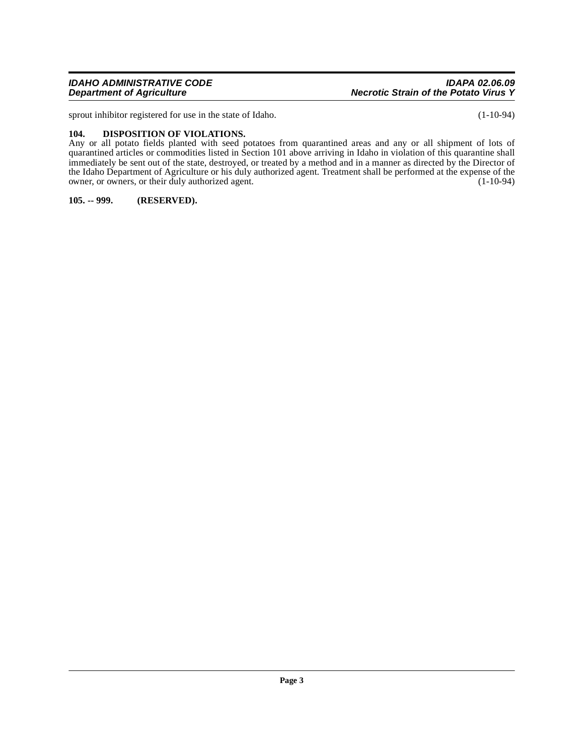sprout inhibitor registered for use in the state of Idaho. (1-10-94)

**104. DISPOSITION OF VIOLATIONS.**

Any or all potato fields planted with seed potatoes from quarantined areas and any or all shipment of lots of quarantined articles or commodities listed in Section 101 above arriving in Idaho in violation of this quarantine shall immediately be sent out of the state, destroyed, or treated by a method and in a manner as directed by the Director of the Idaho Department of Agriculture or his duly authorized agent. Treatment shall be performed at the expense of the owner, or owners, or their duly authorized agent. (1-10-94)

**105. -- 999. (RESERVED).**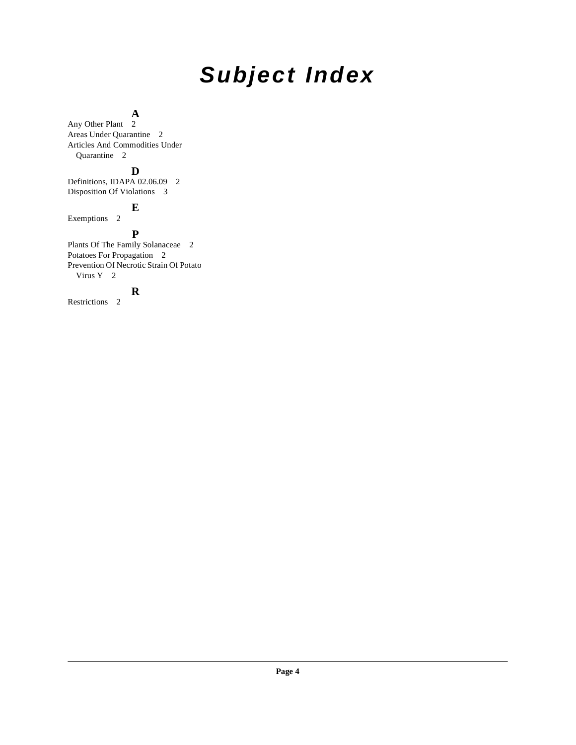# Subject Index

### A

Any Other Plant 2
Areas Under Quarantine 2
Articles And Commodities Under Quarantine 2

### D

Definitions, IDAPA 02.06.09 2
Disposition Of Violations 3

### E

Exemptions 2

### P

Plants Of The Family Solanaceae 2
Potatoes For Propagation 2
Prevention Of Necrotic Strain Of Potato Virus Y 2

### R

Restrictions 2